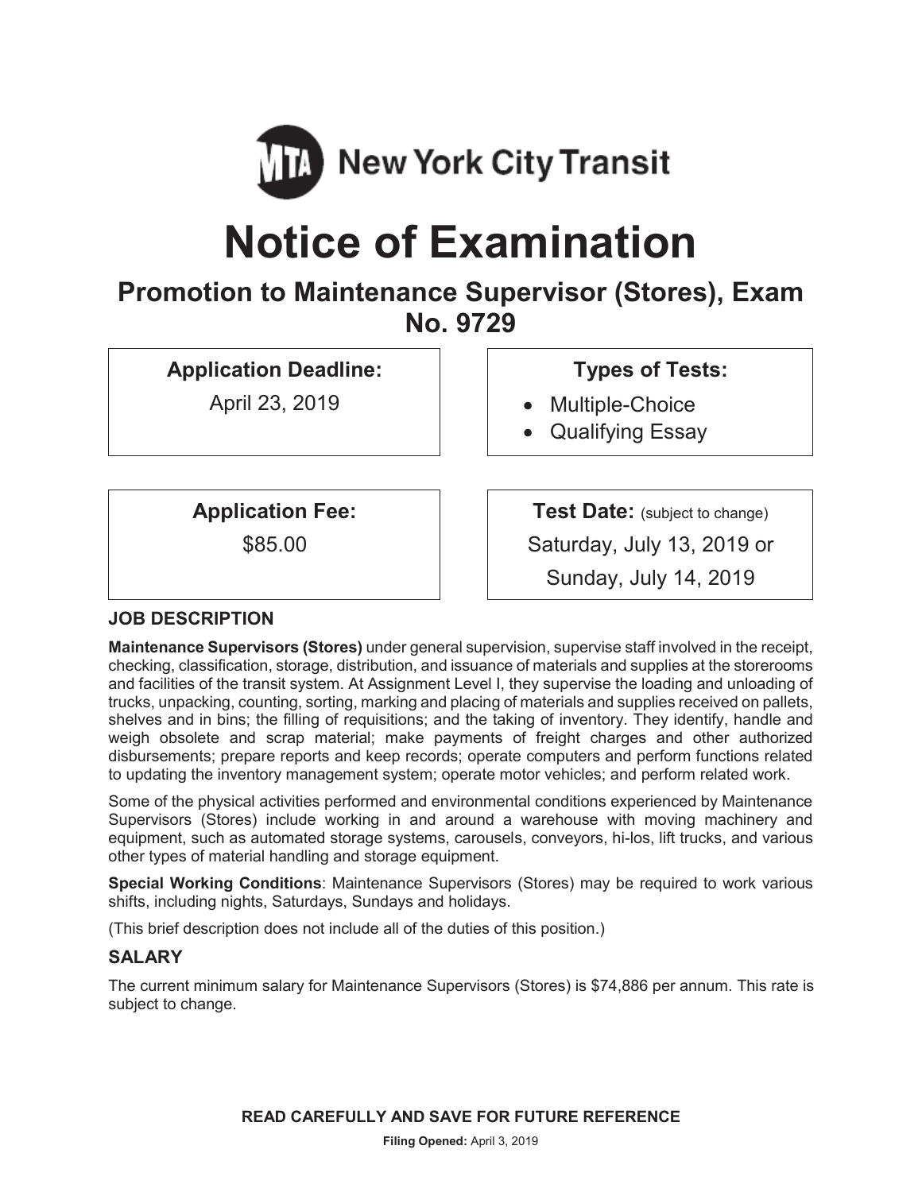MTA New York City Transit

# Notice of Examination

## Promotion to Maintenance Supervisor (Stores), Exam No. 9729

**Application Deadline:**

April 23, 2019

**Types of Tests:**

- Multiple-Choice
- Qualifying Essay

**Application Fee:**

$85.00

**Test Date:** (subject to change)

Saturday, July 13, 2019 or

Sunday, July 14, 2019

### JOB DESCRIPTION

**Maintenance Supervisors (Stores)** under general supervision, supervise staff involved in the receipt, checking, classification, storage, distribution, and issuance of materials and supplies at the storerooms and facilities of the transit system. At Assignment Level I, they supervise the loading and unloading of trucks, unpacking, counting, sorting, marking and placing of materials and supplies received on pallets, shelves and in bins; the filling of requisitions; and the taking of inventory. They identify, handle and weigh obsolete and scrap material; make payments of freight charges and other authorized disbursements; prepare reports and keep records; operate computers and perform functions related to updating the inventory management system; operate motor vehicles; and perform related work.

Some of the physical activities performed and environmental conditions experienced by Maintenance Supervisors (Stores) include working in and around a warehouse with moving machinery and equipment, such as automated storage systems, carousels, conveyors, hi-los, lift trucks, and various other types of material handling and storage equipment.

**Special Working Conditions**: Maintenance Supervisors (Stores) may be required to work various shifts, including nights, Saturdays, Sundays and holidays.

(This brief description does not include all of the duties of this position.)

### SALARY

The current minimum salary for Maintenance Supervisors (Stores) is $74,886 per annum. This rate is subject to change.

**READ CAREFULLY AND SAVE FOR FUTURE REFERENCE**

**Filing Opened:** April 3, 2019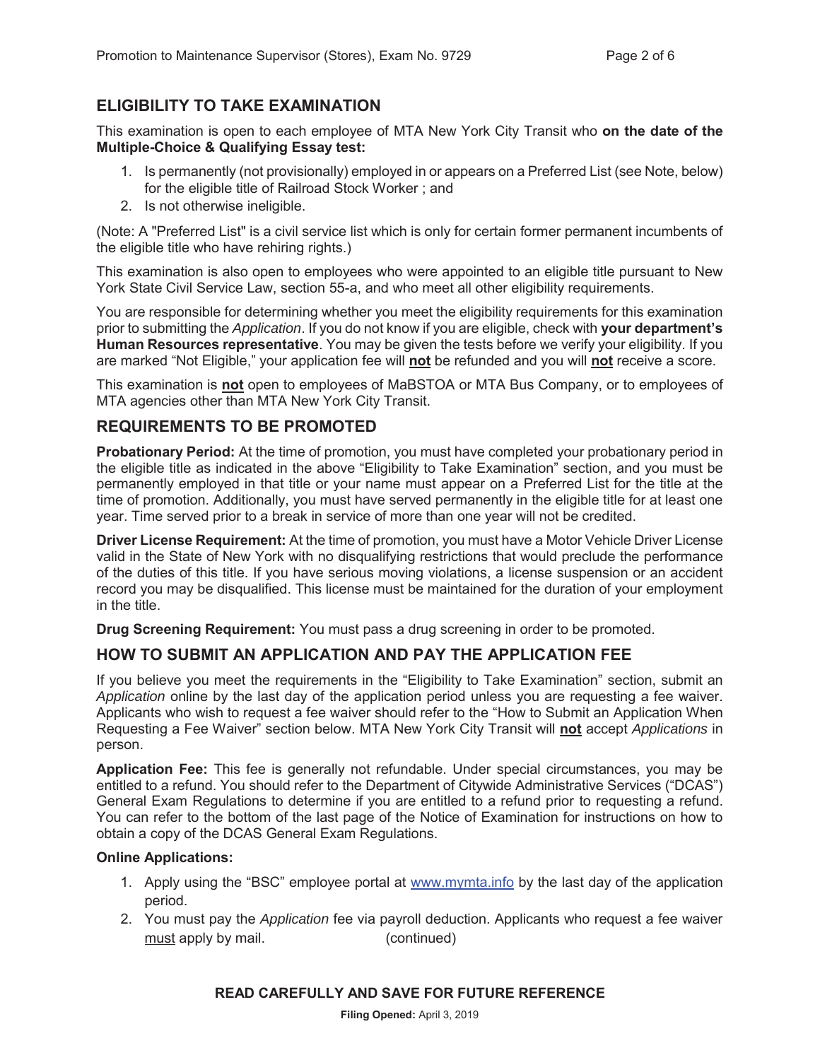## ELIGIBILITY TO TAKE EXAMINATION

This examination is open to each employee of MTA New York City Transit who **on the date of the Multiple-Choice & Qualifying Essay test:**

1. Is permanently (not provisionally) employed in or appears on a Preferred List (see Note, below) for the eligible title of Railroad Stock Worker ; and
2. Is not otherwise ineligible.

(Note: A "Preferred List" is a civil service list which is only for certain former permanent incumbents of the eligible title who have rehiring rights.)

This examination is also open to employees who were appointed to an eligible title pursuant to New York State Civil Service Law, section 55-a, and who meet all other eligibility requirements.

You are responsible for determining whether you meet the eligibility requirements for this examination prior to submitting the *Application*. If you do not know if you are eligible, check with **your department's Human Resources representative**. You may be given the tests before we verify your eligibility. If you are marked "Not Eligible," your application fee will **not** be refunded and you will **not** receive a score.

This examination is **not** open to employees of MaBSTOA or MTA Bus Company, or to employees of MTA agencies other than MTA New York City Transit.

## REQUIREMENTS TO BE PROMOTED

**Probationary Period:** At the time of promotion, you must have completed your probationary period in the eligible title as indicated in the above "Eligibility to Take Examination" section, and you must be permanently employed in that title or your name must appear on a Preferred List for the title at the time of promotion. Additionally, you must have served permanently in the eligible title for at least one year. Time served prior to a break in service of more than one year will not be credited.

**Driver License Requirement:** At the time of promotion, you must have a Motor Vehicle Driver License valid in the State of New York with no disqualifying restrictions that would preclude the performance of the duties of this title. If you have serious moving violations, a license suspension or an accident record you may be disqualified. This license must be maintained for the duration of your employment in the title.

**Drug Screening Requirement:** You must pass a drug screening in order to be promoted.

## HOW TO SUBMIT AN APPLICATION AND PAY THE APPLICATION FEE

If you believe you meet the requirements in the "Eligibility to Take Examination" section, submit an *Application* online by the last day of the application period unless you are requesting a fee waiver. Applicants who wish to request a fee waiver should refer to the "How to Submit an Application When Requesting a Fee Waiver" section below. MTA New York City Transit will **not** accept *Applications* in person.

**Application Fee:** This fee is generally not refundable. Under special circumstances, you may be entitled to a refund. You should refer to the Department of Citywide Administrative Services ("DCAS") General Exam Regulations to determine if you are entitled to a refund prior to requesting a refund. You can refer to the bottom of the last page of the Notice of Examination for instructions on how to obtain a copy of the DCAS General Exam Regulations.

**Online Applications:**

1. Apply using the "BSC" employee portal at www.mymta.info by the last day of the application period.
2. You must pay the *Application* fee via payroll deduction. Applicants who request a fee waiver must apply by mail. (continued)

**READ CAREFULLY AND SAVE FOR FUTURE REFERENCE**

**Filing Opened:** April 3, 2019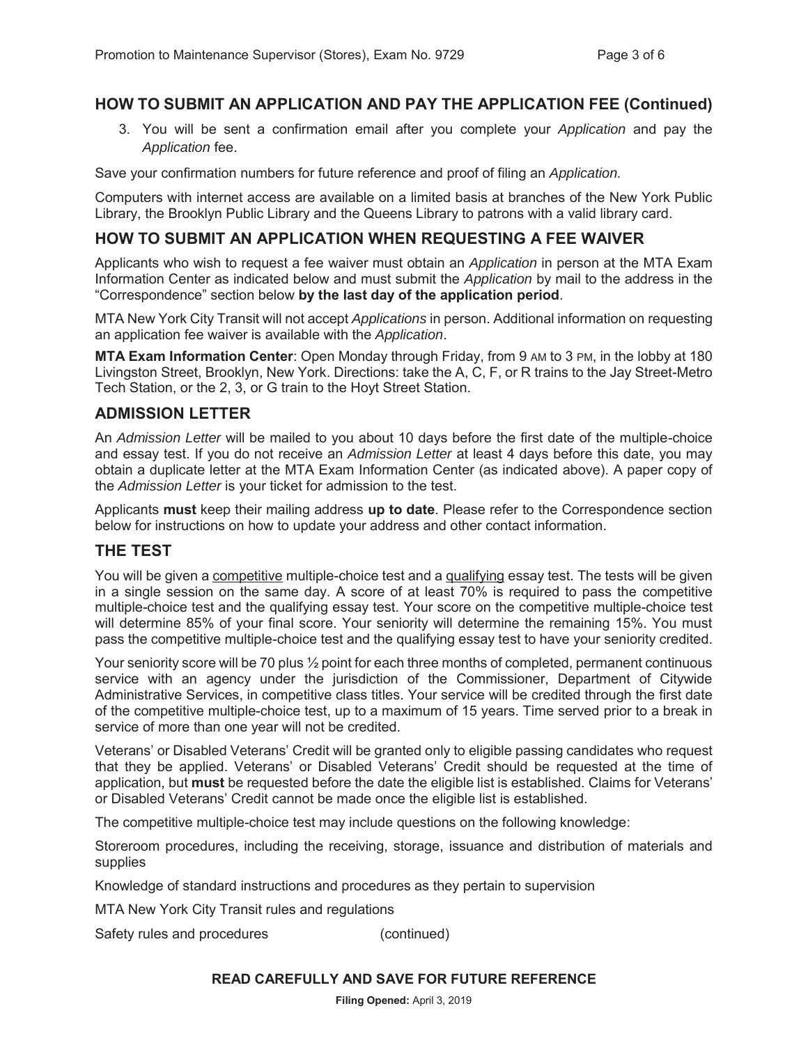## HOW TO SUBMIT AN APPLICATION AND PAY THE APPLICATION FEE (Continued)

3. You will be sent a confirmation email after you complete your *Application* and pay the *Application* fee.

Save your confirmation numbers for future reference and proof of filing an *Application.*

Computers with internet access are available on a limited basis at branches of the New York Public Library, the Brooklyn Public Library and the Queens Library to patrons with a valid library card.

## HOW TO SUBMIT AN APPLICATION WHEN REQUESTING A FEE WAIVER

Applicants who wish to request a fee waiver must obtain an *Application* in person at the MTA Exam Information Center as indicated below and must submit the *Application* by mail to the address in the "Correspondence" section below **by the last day of the application period**.

MTA New York City Transit will not accept *Applications* in person. Additional information on requesting an application fee waiver is available with the *Application*.

**MTA Exam Information Center**: Open Monday through Friday, from 9 AM to 3 PM, in the lobby at 180 Livingston Street, Brooklyn, New York. Directions: take the A, C, F, or R trains to the Jay Street-Metro Tech Station, or the 2, 3, or G train to the Hoyt Street Station.

## ADMISSION LETTER

An *Admission Letter* will be mailed to you about 10 days before the first date of the multiple-choice and essay test. If you do not receive an *Admission Letter* at least 4 days before this date, you may obtain a duplicate letter at the MTA Exam Information Center (as indicated above). A paper copy of the *Admission Letter* is your ticket for admission to the test.

Applicants **must** keep their mailing address **up to date**. Please refer to the Correspondence section below for instructions on how to update your address and other contact information.

## THE TEST

You will be given a competitive multiple-choice test and a qualifying essay test. The tests will be given in a single session on the same day. A score of at least 70% is required to pass the competitive multiple-choice test and the qualifying essay test. Your score on the competitive multiple-choice test will determine 85% of your final score. Your seniority will determine the remaining 15%. You must pass the competitive multiple-choice test and the qualifying essay test to have your seniority credited.

Your seniority score will be 70 plus ½ point for each three months of completed, permanent continuous service with an agency under the jurisdiction of the Commissioner, Department of Citywide Administrative Services, in competitive class titles. Your service will be credited through the first date of the competitive multiple-choice test, up to a maximum of 15 years. Time served prior to a break in service of more than one year will not be credited.

Veterans' or Disabled Veterans' Credit will be granted only to eligible passing candidates who request that they be applied. Veterans' or Disabled Veterans' Credit should be requested at the time of application, but **must** be requested before the date the eligible list is established. Claims for Veterans' or Disabled Veterans' Credit cannot be made once the eligible list is established.

The competitive multiple-choice test may include questions on the following knowledge:

Storeroom procedures, including the receiving, storage, issuance and distribution of materials and supplies

Knowledge of standard instructions and procedures as they pertain to supervision

MTA New York City Transit rules and regulations

Safety rules and procedures (continued)

**READ CAREFULLY AND SAVE FOR FUTURE REFERENCE**

**Filing Opened:** April 3, 2019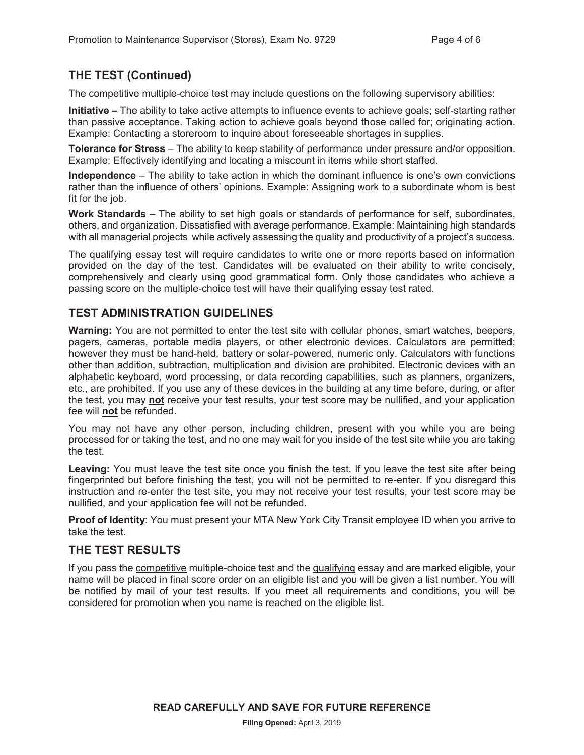## THE TEST (Continued)

The competitive multiple-choice test may include questions on the following supervisory abilities:

**Initiative –** The ability to take active attempts to influence events to achieve goals; self-starting rather than passive acceptance. Taking action to achieve goals beyond those called for; originating action. Example: Contacting a storeroom to inquire about foreseeable shortages in supplies.

**Tolerance for Stress** – The ability to keep stability of performance under pressure and/or opposition. Example: Effectively identifying and locating a miscount in items while short staffed.

**Independence** – The ability to take action in which the dominant influence is one's own convictions rather than the influence of others' opinions. Example: Assigning work to a subordinate whom is best fit for the job.

**Work Standards** – The ability to set high goals or standards of performance for self, subordinates, others, and organization. Dissatisfied with average performance. Example: Maintaining high standards with all managerial projects while actively assessing the quality and productivity of a project's success.

The qualifying essay test will require candidates to write one or more reports based on information provided on the day of the test. Candidates will be evaluated on their ability to write concisely, comprehensively and clearly using good grammatical form. Only those candidates who achieve a passing score on the multiple-choice test will have their qualifying essay test rated.

## TEST ADMINISTRATION GUIDELINES

**Warning:** You are not permitted to enter the test site with cellular phones, smart watches, beepers, pagers, cameras, portable media players, or other electronic devices. Calculators are permitted; however they must be hand-held, battery or solar-powered, numeric only. Calculators with functions other than addition, subtraction, multiplication and division are prohibited. Electronic devices with an alphabetic keyboard, word processing, or data recording capabilities, such as planners, organizers, etc., are prohibited. If you use any of these devices in the building at any time before, during, or after the test, you may **not** receive your test results, your test score may be nullified, and your application fee will **not** be refunded.

You may not have any other person, including children, present with you while you are being processed for or taking the test, and no one may wait for you inside of the test site while you are taking the test.

**Leaving:** You must leave the test site once you finish the test. If you leave the test site after being fingerprinted but before finishing the test, you will not be permitted to re-enter. If you disregard this instruction and re-enter the test site, you may not receive your test results, your test score may be nullified, and your application fee will not be refunded.

**Proof of Identity**: You must present your MTA New York City Transit employee ID when you arrive to take the test.

## THE TEST RESULTS

If you pass the competitive multiple-choice test and the qualifying essay and are marked eligible, your name will be placed in final score order on an eligible list and you will be given a list number. You will be notified by mail of your test results. If you meet all requirements and conditions, you will be considered for promotion when you name is reached on the eligible list.

**READ CAREFULLY AND SAVE FOR FUTURE REFERENCE**

**Filing Opened:** April 3, 2019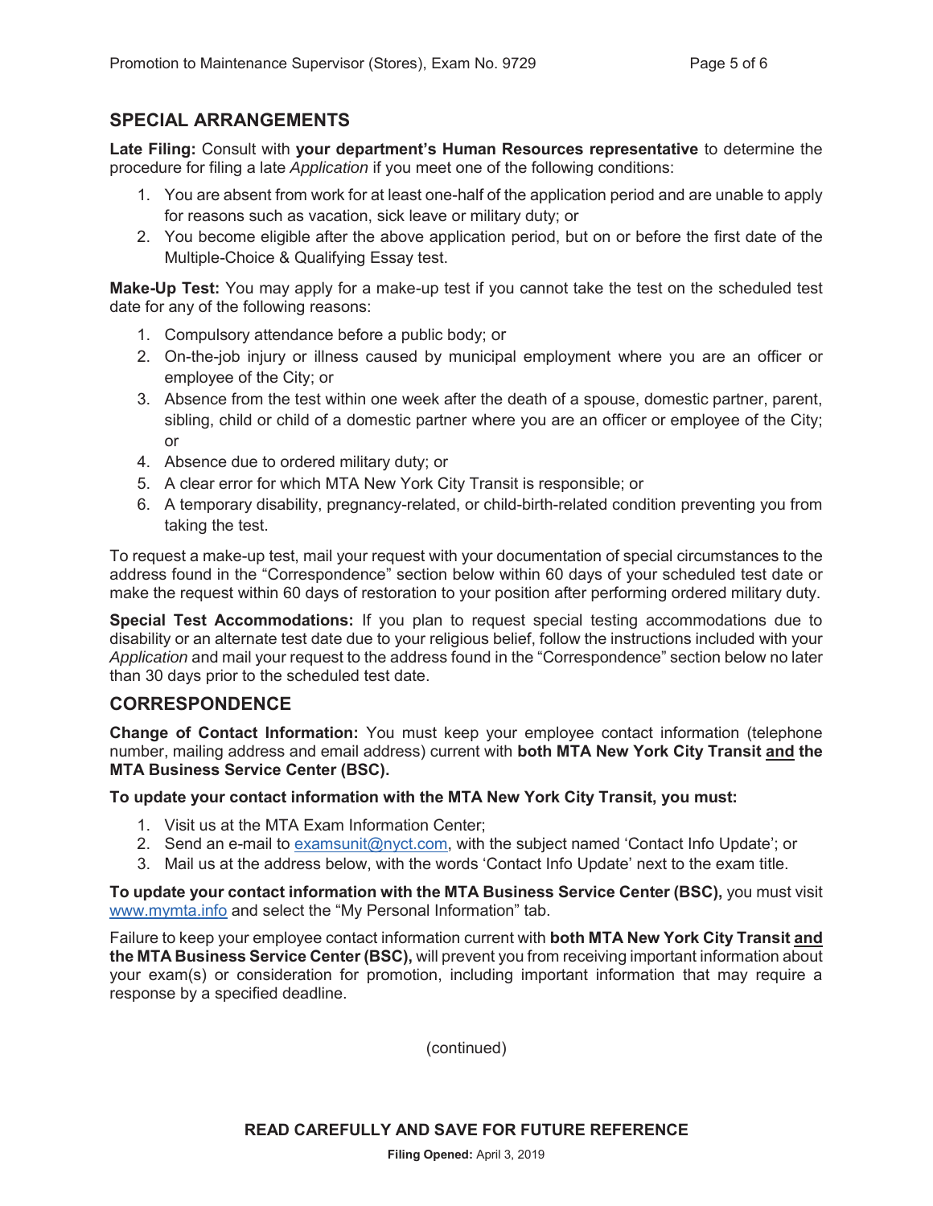## SPECIAL ARRANGEMENTS

**Late Filing:** Consult with **your department's Human Resources representative** to determine the procedure for filing a late *Application* if you meet one of the following conditions:

1. You are absent from work for at least one-half of the application period and are unable to apply for reasons such as vacation, sick leave or military duty; or
2. You become eligible after the above application period, but on or before the first date of the Multiple-Choice & Qualifying Essay test.

**Make-Up Test:** You may apply for a make-up test if you cannot take the test on the scheduled test date for any of the following reasons:

1. Compulsory attendance before a public body; or
2. On-the-job injury or illness caused by municipal employment where you are an officer or employee of the City; or
3. Absence from the test within one week after the death of a spouse, domestic partner, parent, sibling, child or child of a domestic partner where you are an officer or employee of the City; or
4. Absence due to ordered military duty; or
5. A clear error for which MTA New York City Transit is responsible; or
6. A temporary disability, pregnancy-related, or child-birth-related condition preventing you from taking the test.

To request a make-up test, mail your request with your documentation of special circumstances to the address found in the "Correspondence" section below within 60 days of your scheduled test date or make the request within 60 days of restoration to your position after performing ordered military duty.

**Special Test Accommodations:** If you plan to request special testing accommodations due to disability or an alternate test date due to your religious belief, follow the instructions included with your *Application* and mail your request to the address found in the "Correspondence" section below no later than 30 days prior to the scheduled test date.

## CORRESPONDENCE

**Change of Contact Information:** You must keep your employee contact information (telephone number, mailing address and email address) current with **both MTA New York City Transit <u>and</u> the MTA Business Service Center (BSC).**

**To update your contact information with the MTA New York City Transit, you must:**

1. Visit us at the MTA Exam Information Center;
2. Send an e-mail to examsunit@nyct.com, with the subject named 'Contact Info Update'; or
3. Mail us at the address below, with the words 'Contact Info Update' next to the exam title.

**To update your contact information with the MTA Business Service Center (BSC),** you must visit www.mymta.info and select the "My Personal Information" tab.

Failure to keep your employee contact information current with **both MTA New York City Transit <u>and</u> the MTA Business Service Center (BSC),** will prevent you from receiving important information about your exam(s) or consideration for promotion, including important information that may require a response by a specified deadline.

(continued)

**READ CAREFULLY AND SAVE FOR FUTURE REFERENCE**

**Filing Opened:** April 3, 2019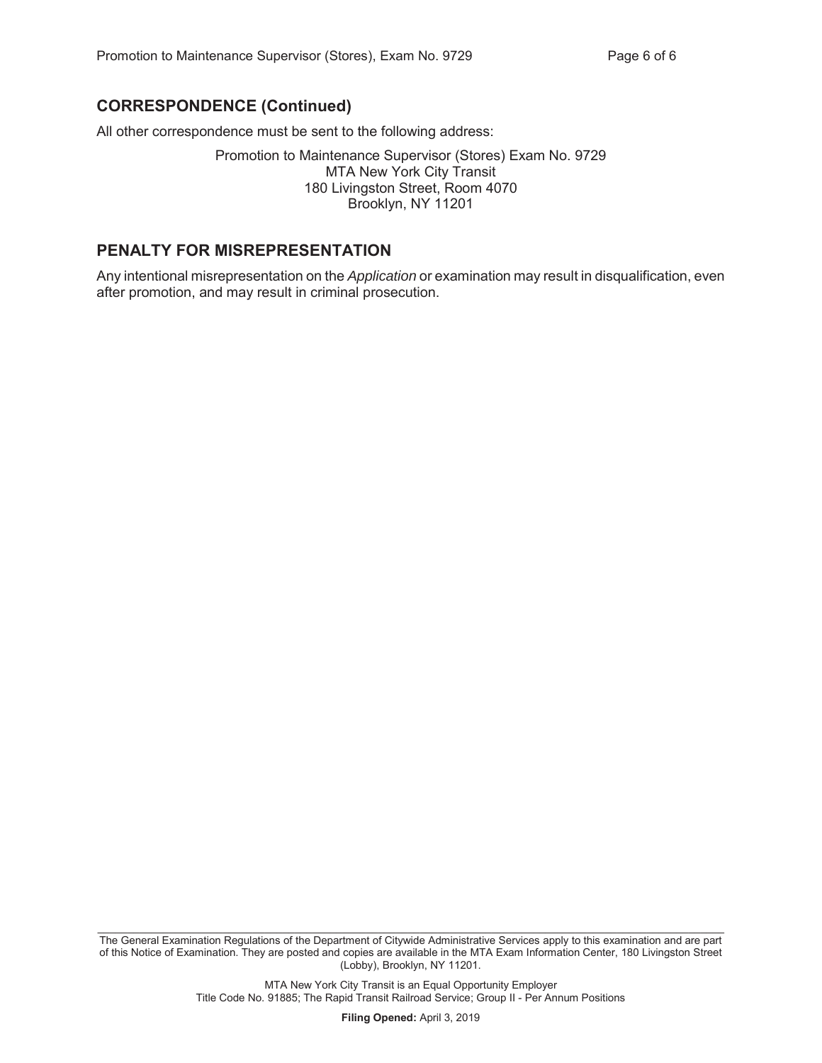## CORRESPONDENCE (Continued)

All other correspondence must be sent to the following address:

Promotion to Maintenance Supervisor (Stores) Exam No. 9729
MTA New York City Transit
180 Livingston Street, Room 4070
Brooklyn, NY 11201

## PENALTY FOR MISREPRESENTATION

Any intentional misrepresentation on the *Application* or examination may result in disqualification, even after promotion, and may result in criminal prosecution.

The General Examination Regulations of the Department of Citywide Administrative Services apply to this examination and are part of this Notice of Examination. They are posted and copies are available in the MTA Exam Information Center, 180 Livingston Street (Lobby), Brooklyn, NY 11201.

MTA New York City Transit is an Equal Opportunity Employer
Title Code No. 91885; The Rapid Transit Railroad Service; Group II - Per Annum Positions

**Filing Opened:** April 3, 2019